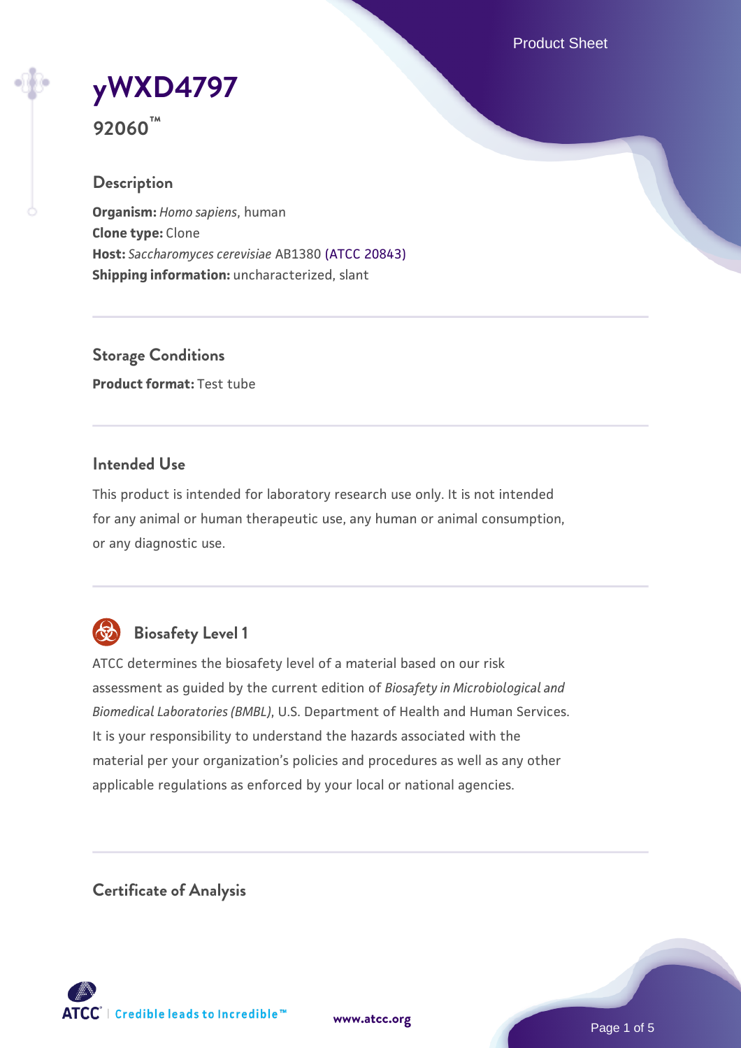# yWXD4797

**92060™**

## Description

**Organism:** *Homo sapiens*, human
**Clone type:** Clone
**Host:** *Saccharomyces cerevisiae* AB1380 (ATCC 20843)
**Shipping information:** uncharacterized, slant

## Storage Conditions

**Product format:** Test tube

## Intended Use

This product is intended for laboratory research use only. It is not intended for any animal or human therapeutic use, any human or animal consumption, or any diagnostic use.

## Biosafety Level 1

ATCC determines the biosafety level of a material based on our risk assessment as guided by the current edition of *Biosafety in Microbiological and Biomedical Laboratories (BMBL)*, U.S. Department of Health and Human Services. It is your responsibility to understand the hazards associated with the material per your organization's policies and procedures as well as any other applicable regulations as enforced by your local or national agencies.

## Certificate of Analysis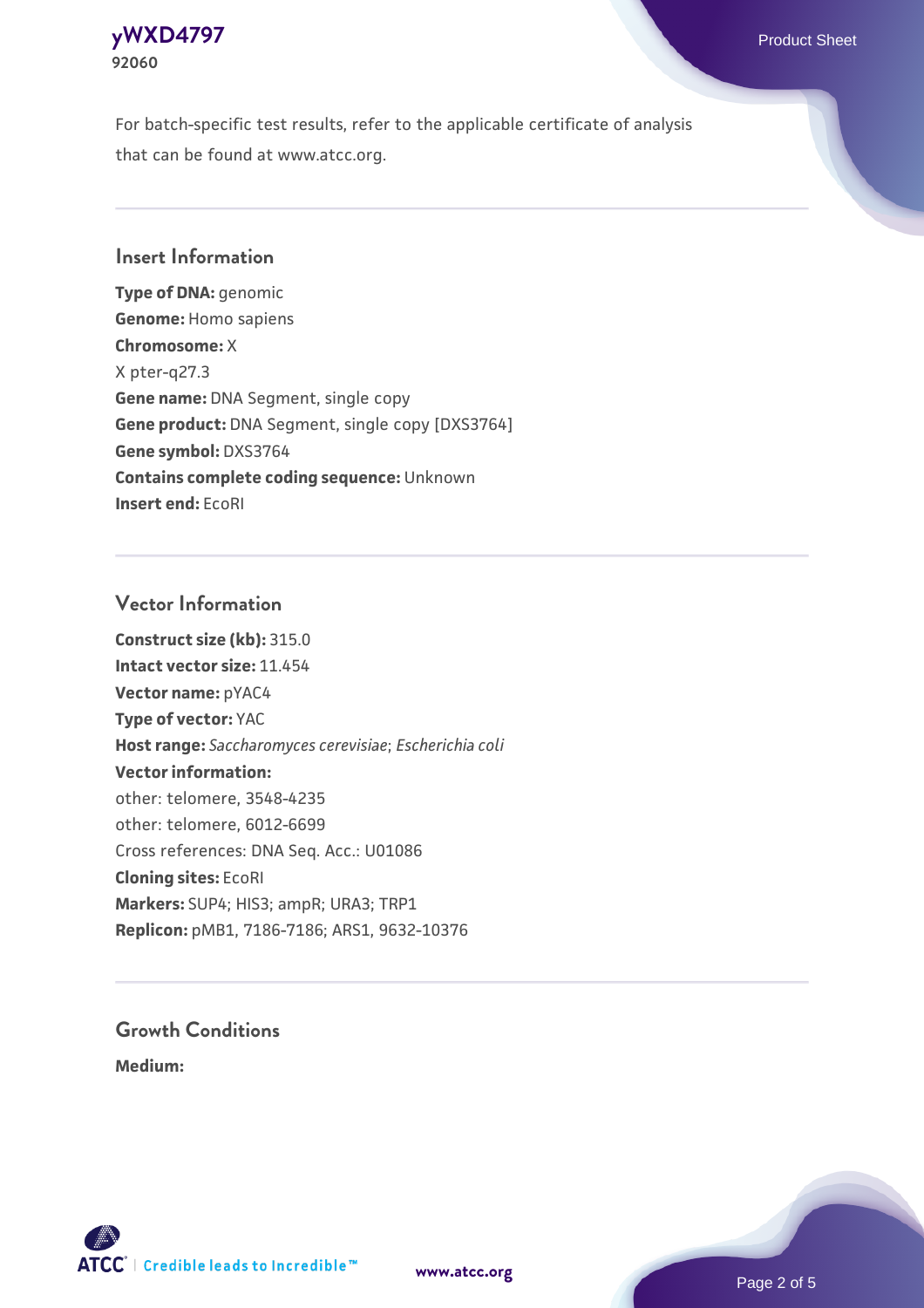For batch-specific test results, refer to the applicable certificate of analysis that can be found at www.atcc.org.

## Insert Information

**Type of DNA:** genomic
**Genome:** Homo sapiens
**Chromosome:** X
X pter-q27.3
**Gene name:** DNA Segment, single copy
**Gene product:** DNA Segment, single copy [DXS3764]
**Gene symbol:** DXS3764
**Contains complete coding sequence:** Unknown
**Insert end:** EcoRI

## Vector Information

**Construct size (kb):** 315.0
**Intact vector size:** 11.454
**Vector name:** pYAC4
**Type of vector:** YAC
**Host range:** *Saccharomyces cerevisiae*; *Escherichia coli*
**Vector information:**
other: telomere, 3548-4235
other: telomere, 6012-6699
Cross references: DNA Seq. Acc.: U01086
**Cloning sites:** EcoRI
**Markers:** SUP4; HIS3; ampR; URA3; TRP1
**Replicon:** pMB1, 7186-7186; ARS1, 9632-10376

## Growth Conditions

**Medium:**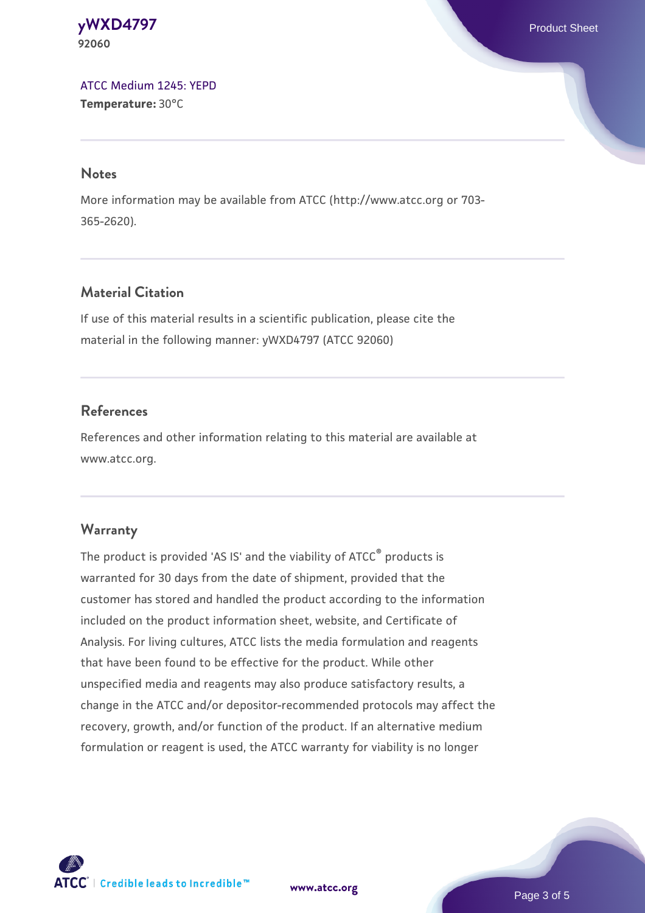[ATCC Medium 1245: YEPD](#)
**Temperature:** 30°C

## Notes

More information may be available from ATCC (http://www.atcc.org or 703-365-2620).

## Material Citation

If use of this material results in a scientific publication, please cite the material in the following manner: yWXD4797 (ATCC 92060)

## References

References and other information relating to this material are available at www.atcc.org.

## Warranty

The product is provided 'AS IS' and the viability of ATCC® products is warranted for 30 days from the date of shipment, provided that the customer has stored and handled the product according to the information included on the product information sheet, website, and Certificate of Analysis. For living cultures, ATCC lists the media formulation and reagents that have been found to be effective for the product. While other unspecified media and reagents may also produce satisfactory results, a change in the ATCC and/or depositor-recommended protocols may affect the recovery, growth, and/or function of the product. If an alternative medium formulation or reagent is used, the ATCC warranty for viability is no longer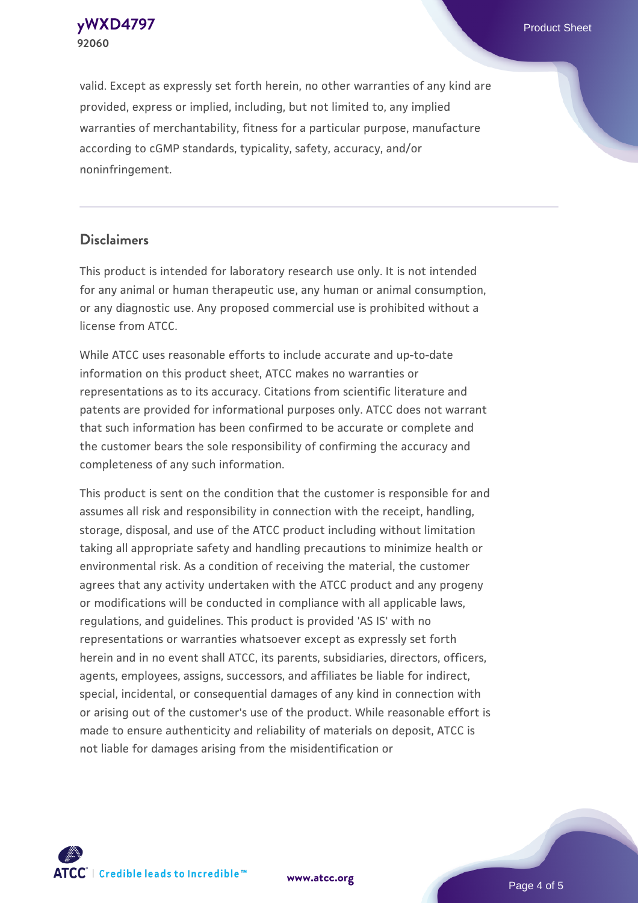valid. Except as expressly set forth herein, no other warranties of any kind are provided, express or implied, including, but not limited to, any implied warranties of merchantability, fitness for a particular purpose, manufacture according to cGMP standards, typicality, safety, accuracy, and/or noninfringement.

## Disclaimers

This product is intended for laboratory research use only. It is not intended for any animal or human therapeutic use, any human or animal consumption, or any diagnostic use. Any proposed commercial use is prohibited without a license from ATCC.

While ATCC uses reasonable efforts to include accurate and up-to-date information on this product sheet, ATCC makes no warranties or representations as to its accuracy. Citations from scientific literature and patents are provided for informational purposes only. ATCC does not warrant that such information has been confirmed to be accurate or complete and the customer bears the sole responsibility of confirming the accuracy and completeness of any such information.

This product is sent on the condition that the customer is responsible for and assumes all risk and responsibility in connection with the receipt, handling, storage, disposal, and use of the ATCC product including without limitation taking all appropriate safety and handling precautions to minimize health or environmental risk. As a condition of receiving the material, the customer agrees that any activity undertaken with the ATCC product and any progeny or modifications will be conducted in compliance with all applicable laws, regulations, and guidelines. This product is provided 'AS IS' with no representations or warranties whatsoever except as expressly set forth herein and in no event shall ATCC, its parents, subsidiaries, directors, officers, agents, employees, assigns, successors, and affiliates be liable for indirect, special, incidental, or consequential damages of any kind in connection with or arising out of the customer's use of the product. While reasonable effort is made to ensure authenticity and reliability of materials on deposit, ATCC is not liable for damages arising from the misidentification or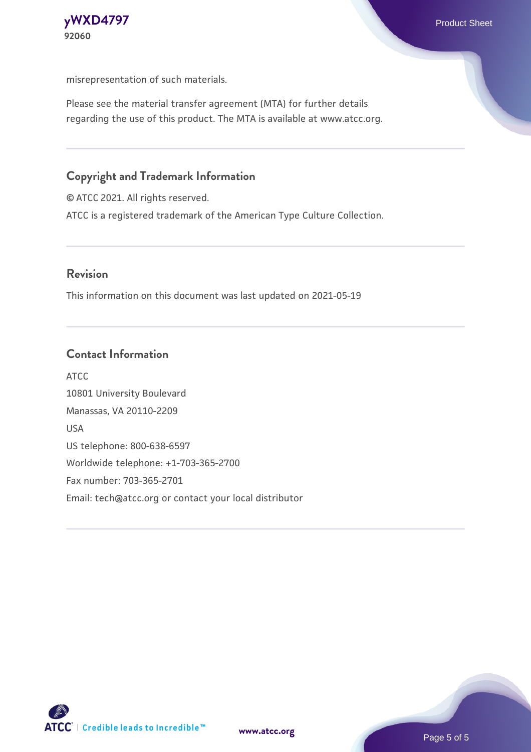misrepresentation of such materials.

Please see the material transfer agreement (MTA) for further details regarding the use of this product. The MTA is available at www.atcc.org.

## Copyright and Trademark Information

© ATCC 2021. All rights reserved.

ATCC is a registered trademark of the American Type Culture Collection.

## Revision

This information on this document was last updated on 2021-05-19

## Contact Information

ATCC
10801 University Boulevard
Manassas, VA 20110-2209
USA
US telephone: 800-638-6597
Worldwide telephone: +1-703-365-2700
Fax number: 703-365-2701
Email: tech@atcc.org or contact your local distributor